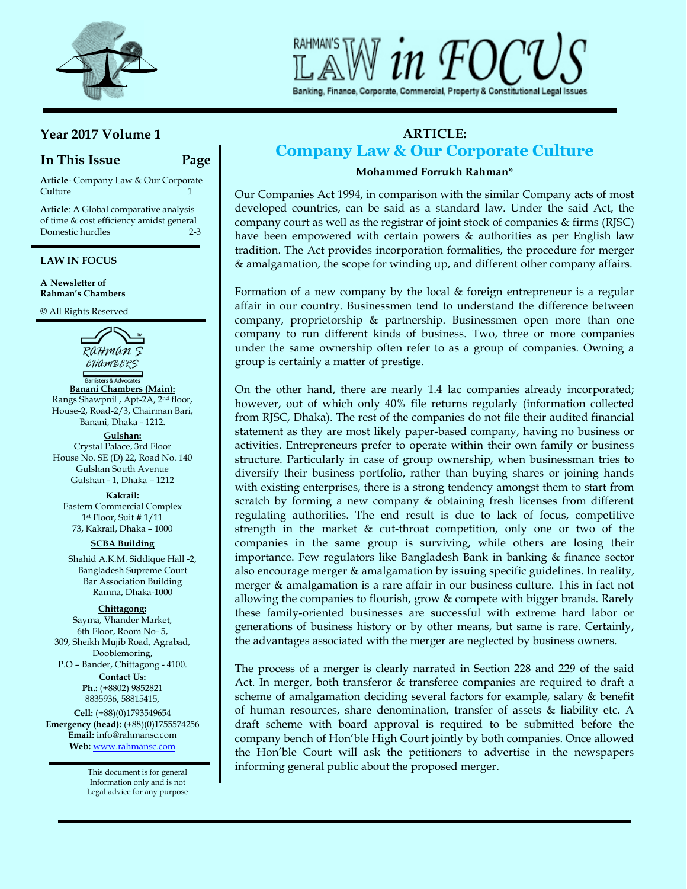# RAHMAN'S LAW in FOCUS

Banking, Finance, Corporate, Commercial, Property & Constitutional Legal Issues

## Year 2017 Volume 1

### In This Issue — Page

**Article**- Company Law & Our Corporate Culture — 1

**Article**: A Global comparative analysis of time & cost efficiency amidst general Domestic hurdles — 2-3

**LAW IN FOCUS**

**A Newsletter of Rahman's Chambers**

© All Rights Reserved

Rahman's Chambers
Barristers & Advocates

**Banani Chambers (Main):**
Rangs Shawpnil , Apt-2A, 2nd floor, House-2, Road-2/3, Chairman Bari, Banani, Dhaka - 1212.

**Gulshan:**
Crystal Palace, 3rd Floor
House No. SE (D) 22, Road No. 140
Gulshan South Avenue
Gulshan - 1, Dhaka – 1212

**Kakrail:**
Eastern Commercial Complex
1st Floor, Suit # 1/11
73, Kakrail, Dhaka – 1000

**SCBA Building**
Shahid A.K.M. Siddique Hall -2, Bangladesh Supreme Court Bar Association Building
Ramna, Dhaka-1000

**Chittagong:**
Sayma, Vhander Market, 6th Floor, Room No- 5, 309, Sheikh Mujib Road, Agrabad, Dooblemoring, P.O – Bander, Chittagong - 4100.

**Contact Us:**
**Ph.:** (+8802) 9852821 8835936, 58815415,
**Cell:** (+88)(0)1793549654
**Emergency (head):** (+88)(0)1755574256
**Email:** info@rahmansc.com
**Web:** www.rahmansc.com

This document is for general Information only and is not Legal advice for any purpose

## ARTICLE:
## Company Law & Our Corporate Culture

**Mohammed Forrukh Rahman***

Our Companies Act 1994, in comparison with the similar Company acts of most developed countries, can be said as a standard law. Under the said Act, the company court as well as the registrar of joint stock of companies & firms (RJSC) have been empowered with certain powers & authorities as per English law tradition. The Act provides incorporation formalities, the procedure for merger & amalgamation, the scope for winding up, and different other company affairs.

Formation of a new company by the local & foreign entrepreneur is a regular affair in our country. Businessmen tend to understand the difference between company, proprietorship & partnership. Businessmen open more than one company to run different kinds of business. Two, three or more companies under the same ownership often refer to as a group of companies. Owning a group is certainly a matter of prestige.

On the other hand, there are nearly 1.4 lac companies already incorporated; however, out of which only 40% file returns regularly (information collected from RJSC, Dhaka). The rest of the companies do not file their audited financial statement as they are most likely paper-based company, having no business or activities. Entrepreneurs prefer to operate within their own family or business structure. Particularly in case of group ownership, when businessman tries to diversify their business portfolio, rather than buying shares or joining hands with existing enterprises, there is a strong tendency amongst them to start from scratch by forming a new company & obtaining fresh licenses from different regulating authorities. The end result is due to lack of focus, competitive strength in the market & cut-throat competition, only one or two of the companies in the same group is surviving, while others are losing their importance. Few regulators like Bangladesh Bank in banking & finance sector also encourage merger & amalgamation by issuing specific guidelines. In reality, merger & amalgamation is a rare affair in our business culture. This in fact not allowing the companies to flourish, grow & compete with bigger brands. Rarely these family-oriented businesses are successful with extreme hard labor or generations of business history or by other means, but same is rare. Certainly, the advantages associated with the merger are neglected by business owners.

The process of a merger is clearly narrated in Section 228 and 229 of the said Act. In merger, both transferor & transferee companies are required to draft a scheme of amalgamation deciding several factors for example, salary & benefit of human resources, share denomination, transfer of assets & liability etc. A draft scheme with board approval is required to be submitted before the company bench of Hon'ble High Court jointly by both companies. Once allowed the Hon'ble Court will ask the petitioners to advertise in the newspapers informing general public about the proposed merger.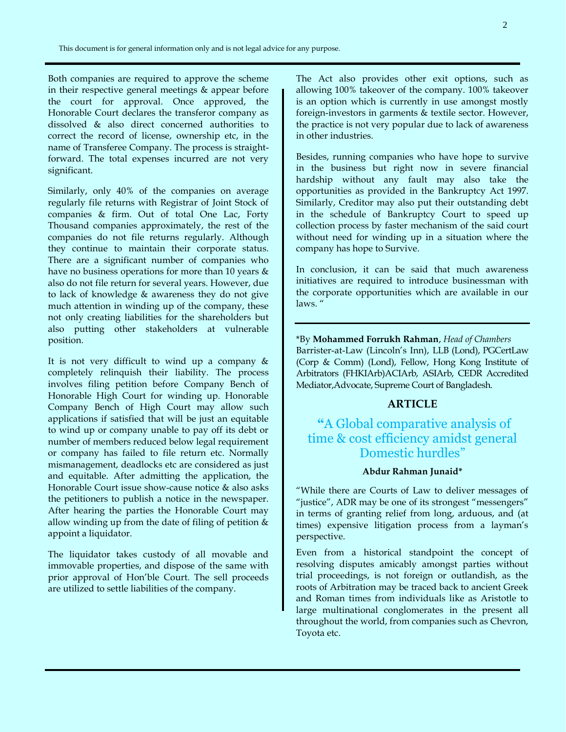This document is for general information only and is not legal advice for any purpose.

Both companies are required to approve the scheme in their respective general meetings & appear before the court for approval. Once approved, the Honorable Court declares the transferor company as dissolved & also direct concerned authorities to correct the record of license, ownership etc, in the name of Transferee Company. The process is straight-forward. The total expenses incurred are not very significant.

Similarly, only 40% of the companies on average regularly file returns with Registrar of Joint Stock of companies & firm. Out of total One Lac, Forty Thousand companies approximately, the rest of the companies do not file returns regularly. Although they continue to maintain their corporate status. There are a significant number of companies who have no business operations for more than 10 years & also do not file return for several years. However, due to lack of knowledge & awareness they do not give much attention in winding up of the company, these not only creating liabilities for the shareholders but also putting other stakeholders at vulnerable position.

It is not very difficult to wind up a company & completely relinquish their liability. The process involves filing petition before Company Bench of Honorable High Court for winding up. Honorable Company Bench of High Court may allow such applications if satisfied that will be just an equitable to wind up or company unable to pay off its debt or number of members reduced below legal requirement or company has failed to file return etc. Normally mismanagement, deadlocks etc are considered as just and equitable. After admitting the application, the Honorable Court issue show-cause notice & also asks the petitioners to publish a notice in the newspaper. After hearing the parties the Honorable Court may allow winding up from the date of filing of petition & appoint a liquidator.

The liquidator takes custody of all movable and immovable properties, and dispose of the same with prior approval of Hon'ble Court. The sell proceeds are utilized to settle liabilities of the company.

The Act also provides other exit options, such as allowing 100% takeover of the company. 100% takeover is an option which is currently in use amongst mostly foreign-investors in garments & textile sector. However, the practice is not very popular due to lack of awareness in other industries.

Besides, running companies who have hope to survive in the business but right now in severe financial hardship without any fault may also take the opportunities as provided in the Bankruptcy Act 1997. Similarly, Creditor may also put their outstanding debt in the schedule of Bankruptcy Court to speed up collection process by faster mechanism of the said court without need for winding up in a situation where the company has hope to Survive.

In conclusion, it can be said that much awareness initiatives are required to introduce businessman with the corporate opportunities which are available in our laws. "

---

*By **Mohammed Forrukh Rahman**, *Head of Chambers* Barrister-at-Law (Lincoln's Inn), LLB (Lond), PGCertLaw (Corp & Comm) (Lond), Fellow, Hong Kong Institute of Arbitrators (FHKIArb)ACIArb, ASIArb, CEDR Accredited Mediator,Advocate, Supreme Court of Bangladesh.

## ARTICLE

## "A Global comparative analysis of time & cost efficiency amidst general Domestic hurdles"

**Abdur Rahman Junaid***

"While there are Courts of Law to deliver messages of "justice", ADR may be one of its strongest "messengers" in terms of granting relief from long, arduous, and (at times) expensive litigation process from a layman's perspective.

Even from a historical standpoint the concept of resolving disputes amicably amongst parties without trial proceedings, is not foreign or outlandish, as the roots of Arbitration may be traced back to ancient Greek and Roman times from individuals like as Aristotle to large multinational conglomerates in the present all throughout the world, from companies such as Chevron, Toyota etc.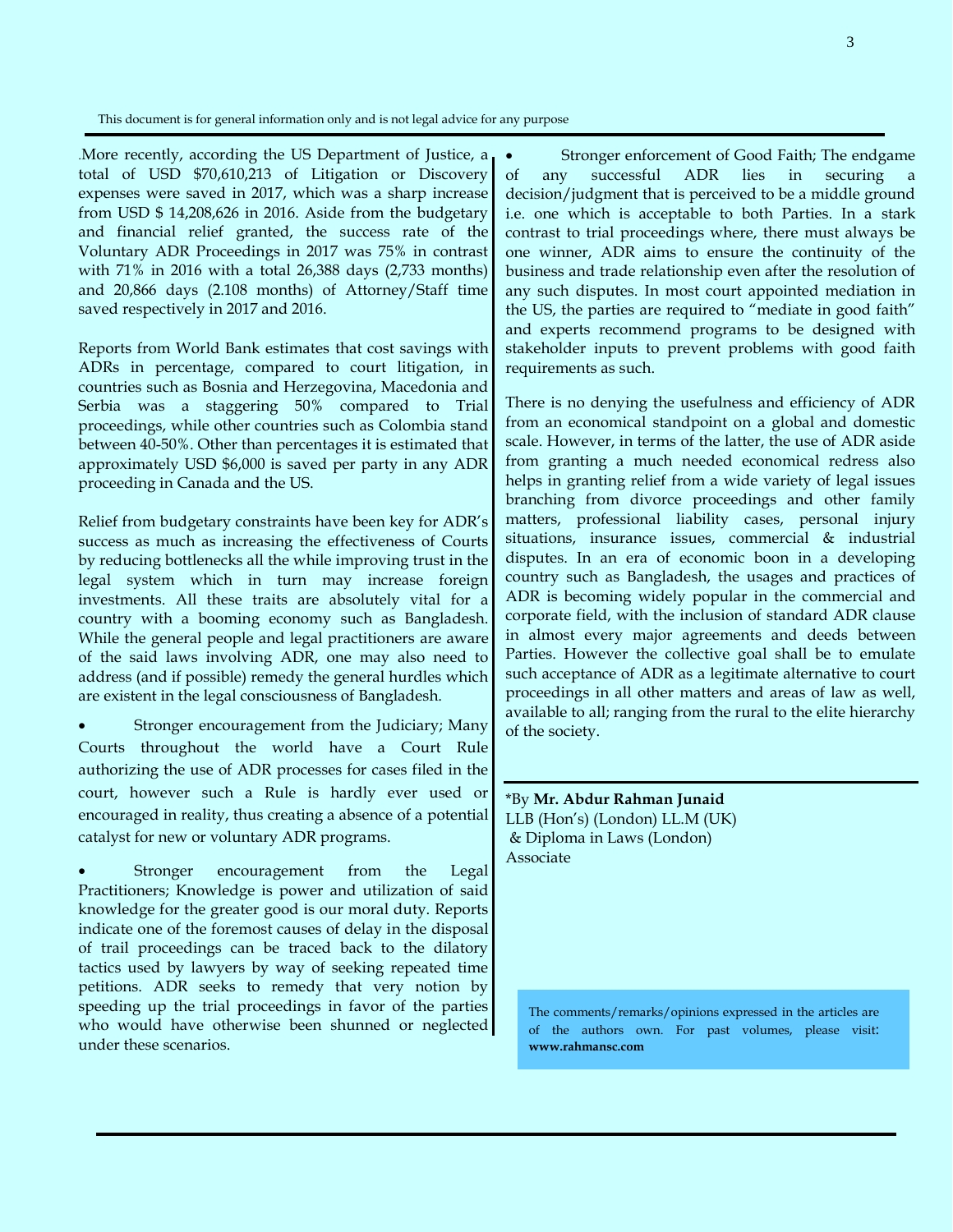.More recently, according the US Department of Justice, a total of USD $70,610,213 of Litigation or Discovery expenses were saved in 2017, which was a sharp increase from USD $ 14,208,626 in 2016. Aside from the budgetary and financial relief granted, the success rate of the Voluntary ADR Proceedings in 2017 was 75% in contrast with 71% in 2016 with a total 26,388 days (2,733 months) and 20,866 days (2.108 months) of Attorney/Staff time saved respectively in 2017 and 2016.

Reports from World Bank estimates that cost savings with ADRs in percentage, compared to court litigation, in countries such as Bosnia and Herzegovina, Macedonia and Serbia was a staggering 50% compared to Trial proceedings, while other countries such as Colombia stand between 40-50%. Other than percentages it is estimated that approximately USD $6,000 is saved per party in any ADR proceeding in Canada and the US.

Relief from budgetary constraints have been key for ADR's success as much as increasing the effectiveness of Courts by reducing bottlenecks all the while improving trust in the legal system which in turn may increase foreign investments. All these traits are absolutely vital for a country with a booming economy such as Bangladesh. While the general people and legal practitioners are aware of the said laws involving ADR, one may also need to address (and if possible) remedy the general hurdles which are existent in the legal consciousness of Bangladesh.

- Stronger encouragement from the Judiciary; Many Courts throughout the world have a Court Rule authorizing the use of ADR processes for cases filed in the court, however such a Rule is hardly ever used or encouraged in reality, thus creating a absence of a potential catalyst for new or voluntary ADR programs.

- Stronger encouragement from the Legal Practitioners; Knowledge is power and utilization of said knowledge for the greater good is our moral duty. Reports indicate one of the foremost causes of delay in the disposal of trail proceedings can be traced back to the dilatory tactics used by lawyers by way of seeking repeated time petitions. ADR seeks to remedy that very notion by speeding up the trial proceedings in favor of the parties who would have otherwise been shunned or neglected under these scenarios.

- Stronger enforcement of Good Faith; The endgame of any successful ADR lies in securing a decision/judgment that is perceived to be a middle ground i.e. one which is acceptable to both Parties. In a stark contrast to trial proceedings where, there must always be one winner, ADR aims to ensure the continuity of the business and trade relationship even after the resolution of any such disputes. In most court appointed mediation in the US, the parties are required to "mediate in good faith" and experts recommend programs to be designed with stakeholder inputs to prevent problems with good faith requirements as such.

There is no denying the usefulness and efficiency of ADR from an economical standpoint on a global and domestic scale. However, in terms of the latter, the use of ADR aside from granting a much needed economical redress also helps in granting relief from a wide variety of legal issues branching from divorce proceedings and other family matters, professional liability cases, personal injury situations, insurance issues, commercial & industrial disputes. In an era of economic boon in a developing country such as Bangladesh, the usages and practices of ADR is becoming widely popular in the commercial and corporate field, with the inclusion of standard ADR clause in almost every major agreements and deeds between Parties. However the collective goal shall be to emulate such acceptance of ADR as a legitimate alternative to court proceedings in all other matters and areas of law as well, available to all; ranging from the rural to the elite hierarchy of the society.

---

*By **Mr. Abdur Rahman Junaid**
LLB (Hon's) (London) LL.M (UK)
& Diploma in Laws (London)
Associate

The comments/remarks/opinions expressed in the articles are of the authors own. For past volumes, please visit: **www.rahmansc.com**